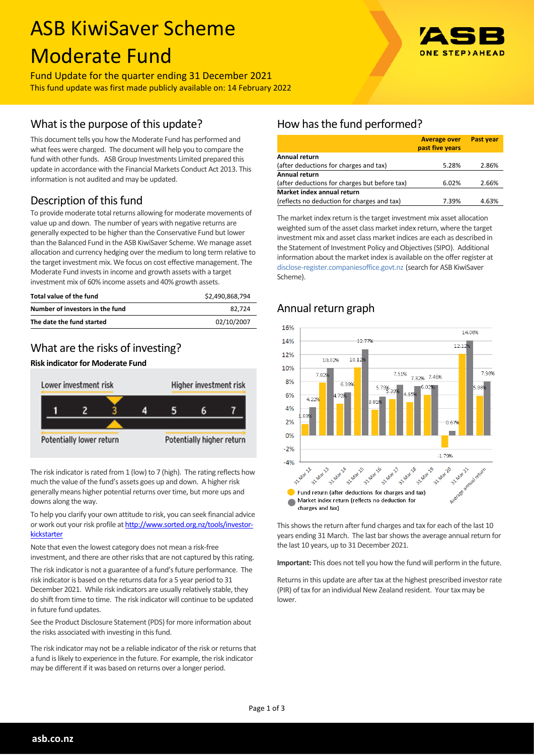# ASB KiwiSaver Scheme Moderate Fund

Fund Update for the quarter ending 31 December 2021

This fund update was first made publicly available on: 14 February 2022

## What is the purpose of this update?

This document tells you how the Moderate Fund has performed and what fees were charged. The document will help you to compare the fund with other funds. ASB Group Investments Limited prepared this update in accordance with the Financial Markets Conduct Act 2013. This information is not audited and may be updated.

## Description of this fund

To provide moderate total returns allowing for moderate movements of value up and down. The number of years with negative returns are generally expected to be higher than the Conservative Fund but lower than the Balanced Fund in the ASB KiwiSaver Scheme. We manage asset allocation and currency hedging over the medium to long term relative to the target investment mix. We focus on cost effective management. The Moderate Fund invests in income and growth assets with a target investment mix of 60% income assets and 40% growth assets.

| | |
|---|---|
| **Total value of the fund** | $2,490,868,794 |
| **Number of investors in the fund** | 82,724 |
| **The date the fund started** | 02/10/2007 |

## What are the risks of investing?

**Risk indicator for Moderate Fund**

Lower investment risk — Higher investment risk

1 2 **3** 4 5 6 7

Potentially lower return — Potentially higher return

The risk indicator is rated from 1 (low) to 7 (high). The rating reflects how much the value of the fund's assets goes up and down. A higher risk generally means higher potential returns over time, but more ups and downs along the way.

To help you clarify your own attitude to risk, you can seek financial advice or work out your risk profile at http://www.sorted.org.nz/tools/investor-kickstarter

Note that even the lowest category does not mean a risk-free investment, and there are other risks that are not captured by this rating.

The risk indicator is not a guarantee of a fund's future performance. The risk indicator is based on the returns data for a 5 year period to 31 December 2021. While risk indicators are usually relatively stable, they do shift from time to time. The risk indicator will continue to be updated in future fund updates.

See the Product Disclosure Statement (PDS) for more information about the risks associated with investing in this fund.

The risk indicator may not be a reliable indicator of the risk or returns that a fund is likely to experience in the future. For example, the risk indicator may be different if it was based on returns over a longer period.

## How has the fund performed?

| | Average over past five years | Past year |
|---|---|---|
| **Annual return** (after deductions for charges and tax) | 5.28% | 2.86% |
| **Annual return** (after deductions for charges but before tax) | 6.02% | 2.66% |
| **Market index annual return** (reflects no deduction for charges and tax) | 7.39% | 4.63% |

The market index return is the target investment mix asset allocation weighted sum of the asset class market index return, where the target investment mix and asset class market indices are each as described in the Statement of Investment Policy and Objectives (SIPO). Additional information about the market index is available on the offer register at disclose-register.companiesoffice.govt.nz (search for ASB KiwiSaver Scheme).

## Annual return graph

| | Fund return (after deductions for charges and tax) | Market index return (reflects no deduction for charges and tax) |
|---|---|---|
| 31 Mar 12 | 1.69% | 4.22% |
| 31 Mar 13 | 7.82% | 10.02% |
| 31 Mar 14 | 4.70% | 6.39% |
| 31 Mar 15 | 10.12% | 12.77% |
| 31 Mar 16 | 3.81% | 5.79% |
| 31 Mar 17 | 5.39% | 7.51% |
| 31 Mar 18 | 4.95% | 7.32% |
| 31 Mar 19 | 6.02% | 7.46% |
| 31 Mar 20 | -1.79% | 0.67% |
| 31 Mar 21 | 12.12% | 14.06% |
| Average annual return | 5.86% | 7.98% |

This shows the return after fund charges and tax for each of the last 10 years ending 31 March. The last bar shows the average annual return for the last 10 years, up to 31 December 2021.

**Important:** This does not tell you how the fund will perform in the future.

Returns in this update are after tax at the highest prescribed investor rate (PIR) of tax for an individual New Zealand resident. Your tax may be lower.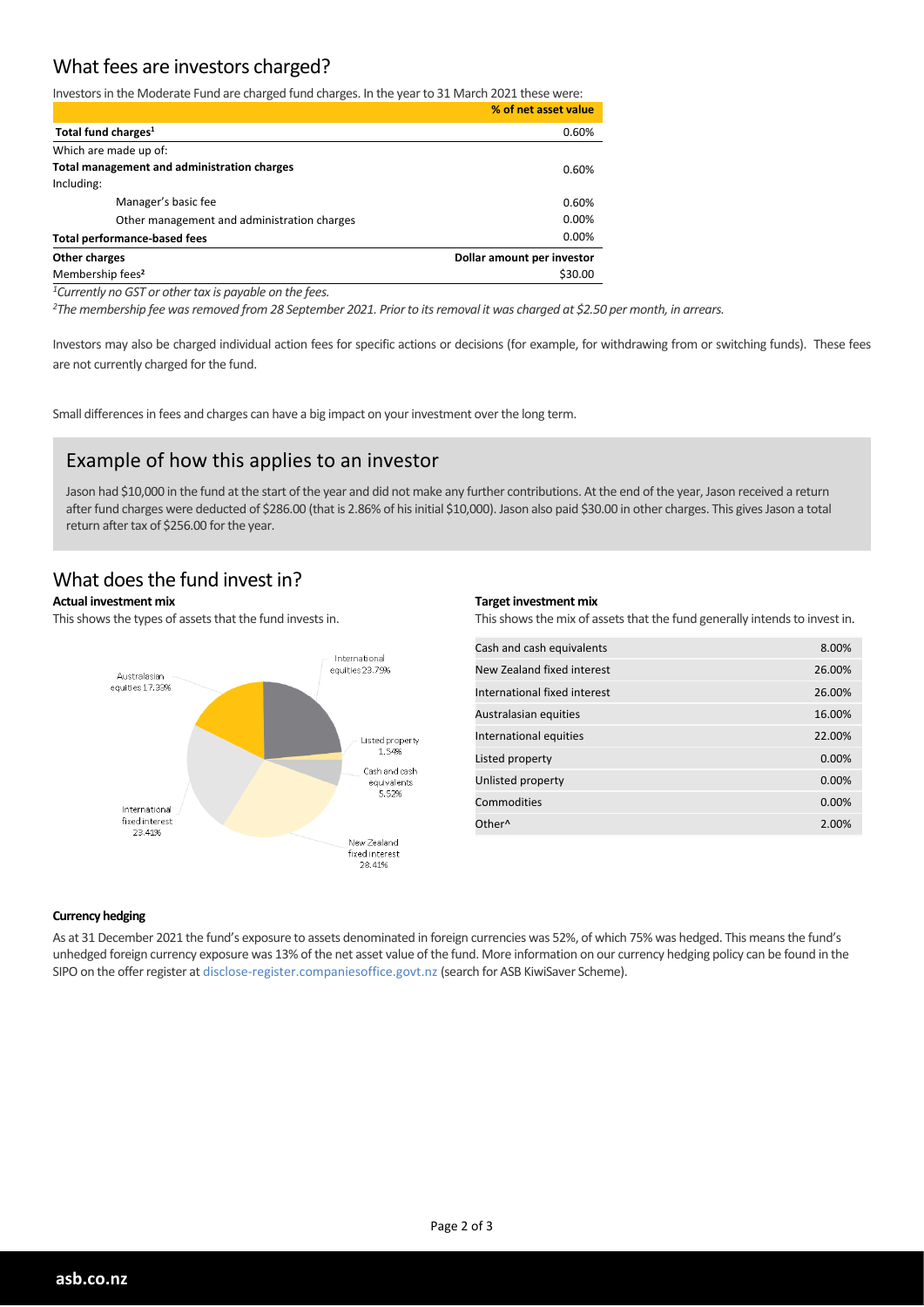## What fees are investors charged?

Investors in the Moderate Fund are charged fund charges. In the year to 31 March 2021 these were:

| | % of net asset value |
|---|---|
| **Total fund charges**[1] | 0.60% |
| Which are made up of: | |
| **Total management and administration charges** | 0.60% |
| Including: | |
| Manager's basic fee | 0.60% |
| Other management and administration charges | 0.00% |
| **Total performance-based fees** | 0.00% |
| **Other charges** | **Dollar amount per investor** |
| Membership fees[2] | $30.00 |

*[1]Currently no GST or other tax is payable on the fees.*

*[2]The membership fee was removed from 28 September 2021. Prior to its removal it was charged at $2.50 per month, in arrears.*

Investors may also be charged individual action fees for specific actions or decisions (for example, for withdrawing from or switching funds). These fees are not currently charged for the fund.

Small differences in fees and charges can have a big impact on your investment over the long term.

## Example of how this applies to an investor

Jason had $10,000 in the fund at the start of the year and did not make any further contributions. At the end of the year, Jason received a return after fund charges were deducted of $286.00 (that is 2.86% of his initial $10,000). Jason also paid $30.00 in other charges. This gives Jason a total return after tax of $256.00 for the year.

## What does the fund invest in?

**Actual investment mix**

This shows the types of assets that the fund invests in.

- International equities 23.79%
- Listed property 1.54%
- Cash and cash equivalents 5.52%
- New Zealand fixed interest 28.41%
- International fixed interest 23.41%
- Australasian equities 17.33%

**Target investment mix**

This shows the mix of assets that the fund generally intends to invest in.

| Asset | % |
|---|---|
| Cash and cash equivalents | 8.00% |
| New Zealand fixed interest | 26.00% |
| International fixed interest | 26.00% |
| Australasian equities | 16.00% |
| International equities | 22.00% |
| Listed property | 0.00% |
| Unlisted property | 0.00% |
| Commodities | 0.00% |
| Other^ | 2.00% |

**Currency hedging**

As at 31 December 2021 the fund's exposure to assets denominated in foreign currencies was 52%, of which 75% was hedged. This means the fund's unhedged foreign currency exposure was 13% of the net asset value of the fund. More information on our currency hedging policy can be found in the SIPO on the offer register at disclose-register.companiesoffice.govt.nz (search for ASB KiwiSaver Scheme).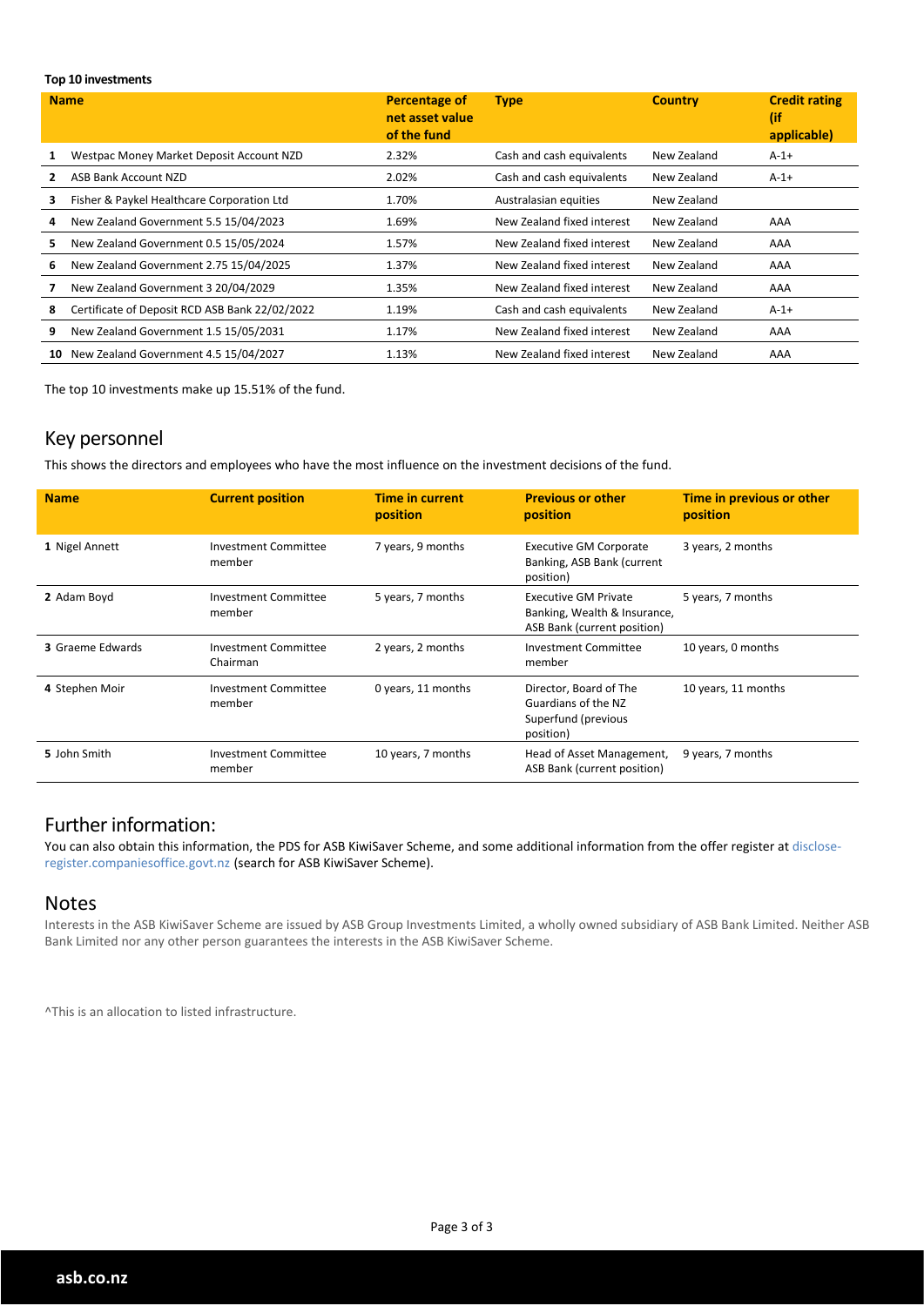**Top 10 investments**

| Name | Percentage of net asset value of the fund | Type | Country | Credit rating (if applicable) |
|---|---|---|---|---|
| 1 Westpac Money Market Deposit Account NZD | 2.32% | Cash and cash equivalents | New Zealand | A-1+ |
| 2 ASB Bank Account NZD | 2.02% | Cash and cash equivalents | New Zealand | A-1+ |
| 3 Fisher & Paykel Healthcare Corporation Ltd | 1.70% | Australasian equities | New Zealand | |
| 4 New Zealand Government 5.5 15/04/2023 | 1.69% | New Zealand fixed interest | New Zealand | AAA |
| 5 New Zealand Government 0.5 15/05/2024 | 1.57% | New Zealand fixed interest | New Zealand | AAA |
| 6 New Zealand Government 2.75 15/04/2025 | 1.37% | New Zealand fixed interest | New Zealand | AAA |
| 7 New Zealand Government 3 20/04/2029 | 1.35% | New Zealand fixed interest | New Zealand | AAA |
| 8 Certificate of Deposit RCD ASB Bank 22/02/2022 | 1.19% | Cash and cash equivalents | New Zealand | A-1+ |
| 9 New Zealand Government 1.5 15/05/2031 | 1.17% | New Zealand fixed interest | New Zealand | AAA |
| 10 New Zealand Government 4.5 15/04/2027 | 1.13% | New Zealand fixed interest | New Zealand | AAA |

The top 10 investments make up 15.51% of the fund.

## Key personnel

This shows the directors and employees who have the most influence on the investment decisions of the fund.

| Name | Current position | Time in current position | Previous or other position | Time in previous or other position |
|---|---|---|---|---|
| 1 Nigel Annett | Investment Committee member | 7 years, 9 months | Executive GM Corporate Banking, ASB Bank (current position) | 3 years, 2 months |
| 2 Adam Boyd | Investment Committee member | 5 years, 7 months | Executive GM Private Banking, Wealth & Insurance, ASB Bank (current position) | 5 years, 7 months |
| 3 Graeme Edwards | Investment Committee Chairman | 2 years, 2 months | Investment Committee member | 10 years, 0 months |
| 4 Stephen Moir | Investment Committee member | 0 years, 11 months | Director, Board of The Guardians of the NZ Superfund (previous position) | 10 years, 11 months |
| 5 John Smith | Investment Committee member | 10 years, 7 months | Head of Asset Management, ASB Bank (current position) | 9 years, 7 months |

## Further information:

You can also obtain this information, the PDS for ASB KiwiSaver Scheme, and some additional information from the offer register at disclose-register.companiesoffice.govt.nz (search for ASB KiwiSaver Scheme).

## Notes

Interests in the ASB KiwiSaver Scheme are issued by ASB Group Investments Limited, a wholly owned subsidiary of ASB Bank Limited. Neither ASB Bank Limited nor any other person guarantees the interests in the ASB KiwiSaver Scheme.

^This is an allocation to listed infrastructure.

asb.co.nz